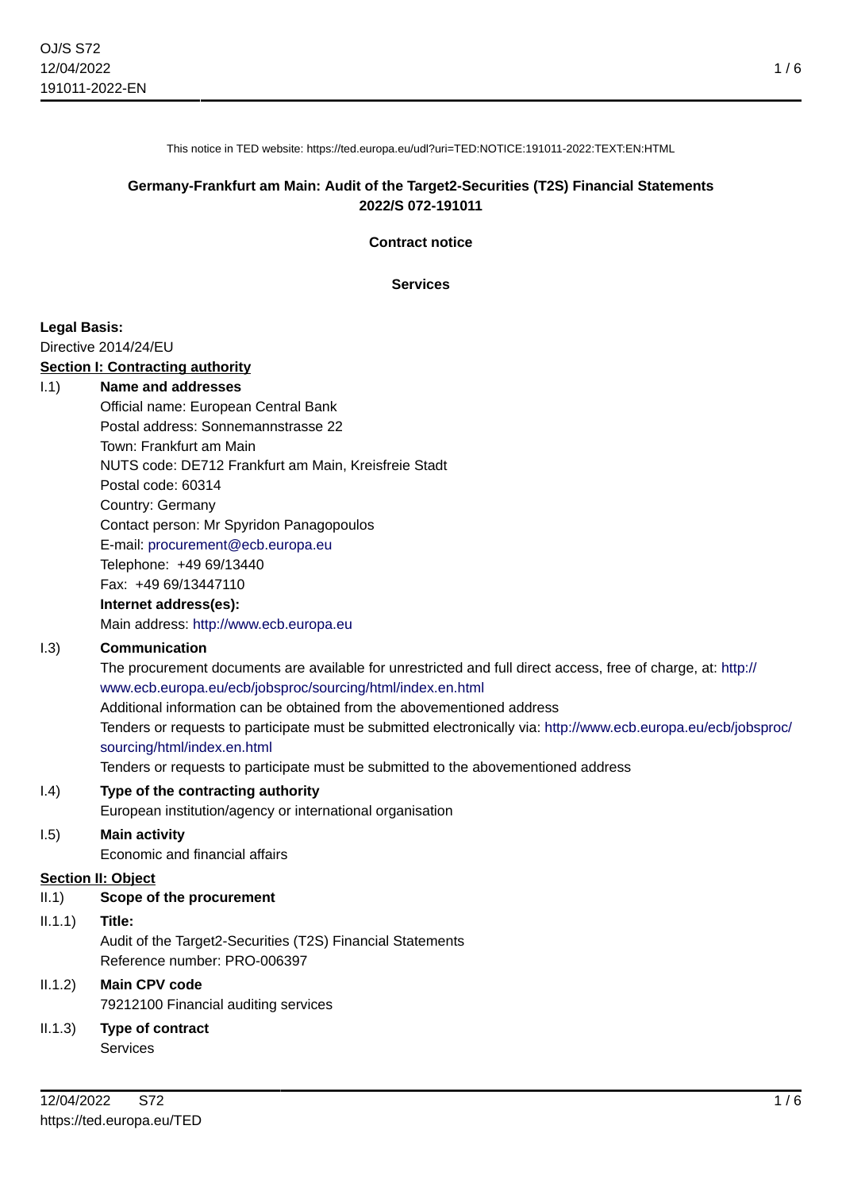This notice in TED website: https://ted.europa.eu/udl?uri=TED:NOTICE:191011-2022:TEXT:EN:HTML

**Germany-Frankfurt am Main: Audit of the Target2-Securities (T2S) Financial Statements**
**2022/S 072-191011**

**Contract notice**

**Services**

**Legal Basis:**
Directive 2014/24/EU

**Section I: Contracting authority**

I.1) **Name and addresses**
Official name: European Central Bank
Postal address: Sonnemannstrasse 22
Town: Frankfurt am Main
NUTS code: DE712 Frankfurt am Main, Kreisfreie Stadt
Postal code: 60314
Country: Germany
Contact person: Mr Spyridon Panagopoulos
E-mail: procurement@ecb.europa.eu
Telephone: +49 69/13440
Fax: +49 69/13447110
**Internet address(es):**
Main address: http://www.ecb.europa.eu

I.3) **Communication**
The procurement documents are available for unrestricted and full direct access, free of charge, at: http://www.ecb.europa.eu/ecb/jobsproc/sourcing/html/index.en.html
Additional information can be obtained from the abovementioned address
Tenders or requests to participate must be submitted electronically via: http://www.ecb.europa.eu/ecb/jobsproc/sourcing/html/index.en.html
Tenders or requests to participate must be submitted to the abovementioned address

I.4) **Type of the contracting authority**
European institution/agency or international organisation

I.5) **Main activity**
Economic and financial affairs

**Section II: Object**

II.1) **Scope of the procurement**

II.1.1) **Title:**
Audit of the Target2-Securities (T2S) Financial Statements
Reference number: PRO-006397

II.1.2) **Main CPV code**
79212100 Financial auditing services

II.1.3) **Type of contract**
Services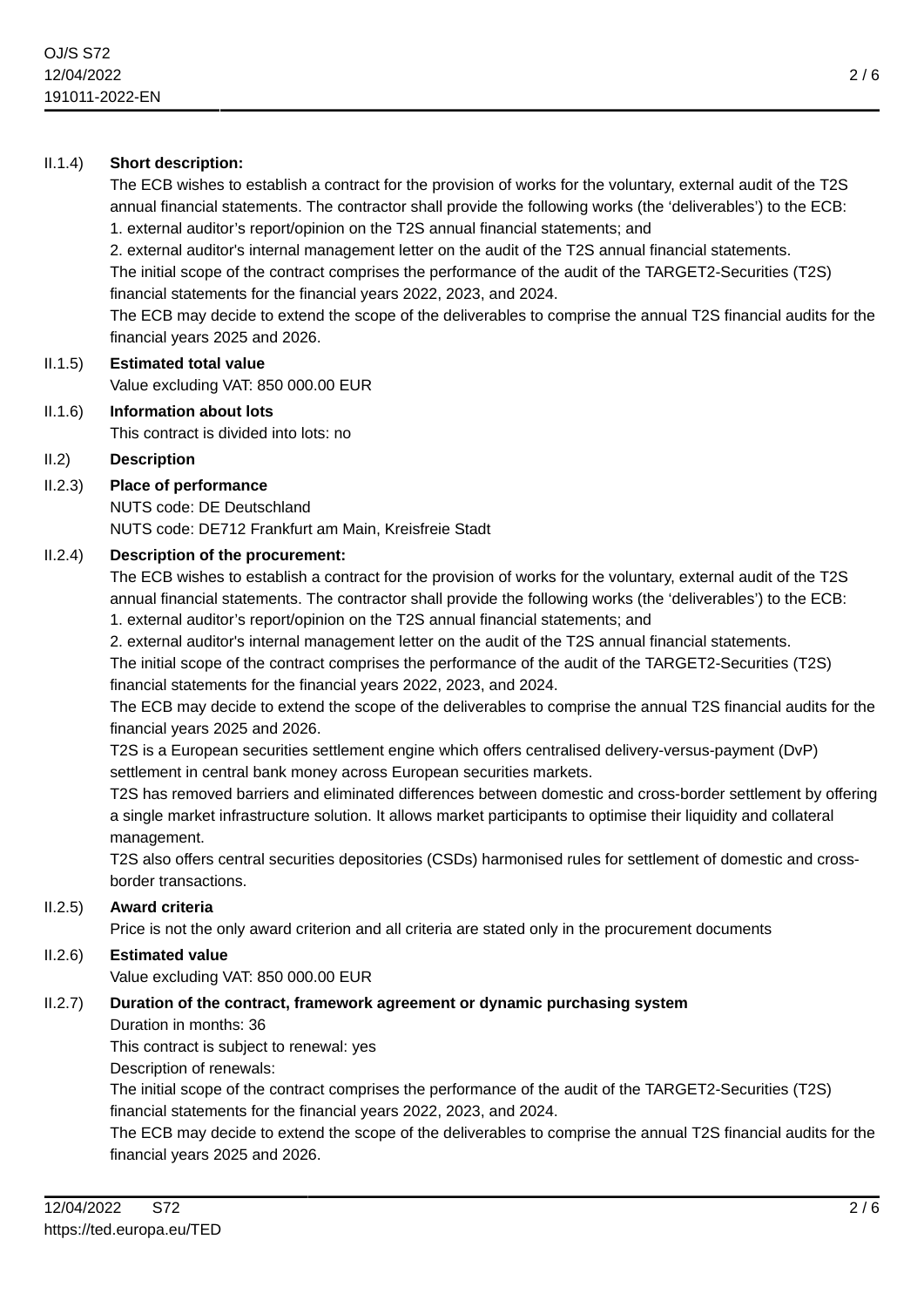II.1.4) **Short description:**

The ECB wishes to establish a contract for the provision of works for the voluntary, external audit of the T2S annual financial statements. The contractor shall provide the following works (the 'deliverables') to the ECB:
1. external auditor's report/opinion on the T2S annual financial statements; and
2. external auditor's internal management letter on the audit of the T2S annual financial statements.
The initial scope of the contract comprises the performance of the audit of the TARGET2-Securities (T2S) financial statements for the financial years 2022, 2023, and 2024.
The ECB may decide to extend the scope of the deliverables to comprise the annual T2S financial audits for the financial years 2025 and 2026.

II.1.5) **Estimated total value**

Value excluding VAT: 850 000.00 EUR

II.1.6) **Information about lots**

This contract is divided into lots: no

II.2) **Description**

II.2.3) **Place of performance**

NUTS code: DE Deutschland
NUTS code: DE712 Frankfurt am Main, Kreisfreie Stadt

II.2.4) **Description of the procurement:**

The ECB wishes to establish a contract for the provision of works for the voluntary, external audit of the T2S annual financial statements. The contractor shall provide the following works (the 'deliverables') to the ECB:
1. external auditor's report/opinion on the T2S annual financial statements; and
2. external auditor's internal management letter on the audit of the T2S annual financial statements.
The initial scope of the contract comprises the performance of the audit of the TARGET2-Securities (T2S) financial statements for the financial years 2022, 2023, and 2024.
The ECB may decide to extend the scope of the deliverables to comprise the annual T2S financial audits for the financial years 2025 and 2026.
T2S is a European securities settlement engine which offers centralised delivery-versus-payment (DvP) settlement in central bank money across European securities markets.
T2S has removed barriers and eliminated differences between domestic and cross-border settlement by offering a single market infrastructure solution. It allows market participants to optimise their liquidity and collateral management.
T2S also offers central securities depositories (CSDs) harmonised rules for settlement of domestic and cross-border transactions.

II.2.5) **Award criteria**

Price is not the only award criterion and all criteria are stated only in the procurement documents

II.2.6) **Estimated value**

Value excluding VAT: 850 000.00 EUR

II.2.7) **Duration of the contract, framework agreement or dynamic purchasing system**

Duration in months: 36
This contract is subject to renewal: yes
Description of renewals:
The initial scope of the contract comprises the performance of the audit of the TARGET2-Securities (T2S) financial statements for the financial years 2022, 2023, and 2024.
The ECB may decide to extend the scope of the deliverables to comprise the annual T2S financial audits for the financial years 2025 and 2026.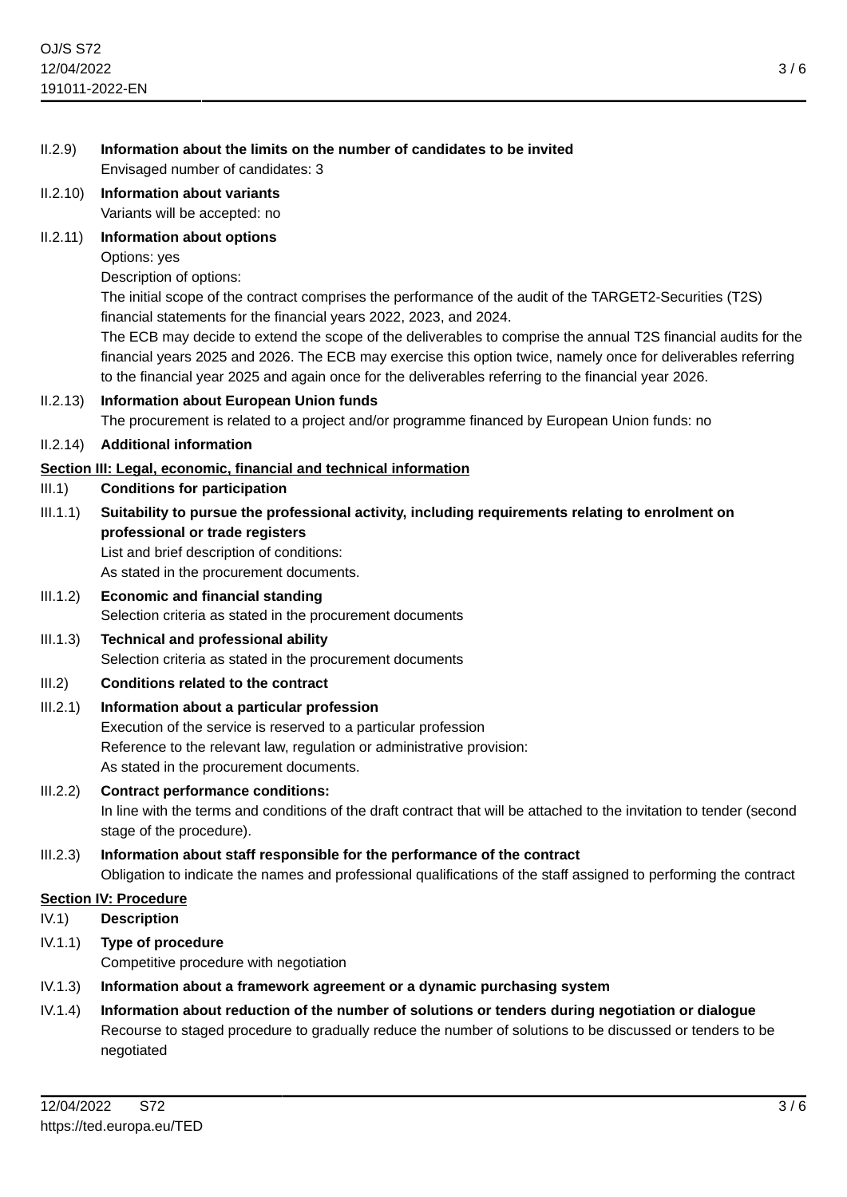II.2.9) **Information about the limits on the number of candidates to be invited**
Envisaged number of candidates: 3

II.2.10) **Information about variants**
Variants will be accepted: no

II.2.11) **Information about options**
Options: yes
Description of options:
The initial scope of the contract comprises the performance of the audit of the TARGET2-Securities (T2S) financial statements for the financial years 2022, 2023, and 2024.
The ECB may decide to extend the scope of the deliverables to comprise the annual T2S financial audits for the financial years 2025 and 2026. The ECB may exercise this option twice, namely once for deliverables referring to the financial year 2025 and again once for the deliverables referring to the financial year 2026.

II.2.13) **Information about European Union funds**
The procurement is related to a project and/or programme financed by European Union funds: no

II.2.14) **Additional information**

## Section III: Legal, economic, financial and technical information

III.1) **Conditions for participation**

III.1.1) **Suitability to pursue the professional activity, including requirements relating to enrolment on professional or trade registers**
List and brief description of conditions:
As stated in the procurement documents.

III.1.2) **Economic and financial standing**
Selection criteria as stated in the procurement documents

III.1.3) **Technical and professional ability**
Selection criteria as stated in the procurement documents

III.2) **Conditions related to the contract**

III.2.1) **Information about a particular profession**
Execution of the service is reserved to a particular profession
Reference to the relevant law, regulation or administrative provision:
As stated in the procurement documents.

III.2.2) **Contract performance conditions:**
In line with the terms and conditions of the draft contract that will be attached to the invitation to tender (second stage of the procedure).

III.2.3) **Information about staff responsible for the performance of the contract**
Obligation to indicate the names and professional qualifications of the staff assigned to performing the contract

## Section IV: Procedure

IV.1) **Description**

IV.1.1) **Type of procedure**
Competitive procedure with negotiation

IV.1.3) **Information about a framework agreement or a dynamic purchasing system**

IV.1.4) **Information about reduction of the number of solutions or tenders during negotiation or dialogue**
Recourse to staged procedure to gradually reduce the number of solutions to be discussed or tenders to be negotiated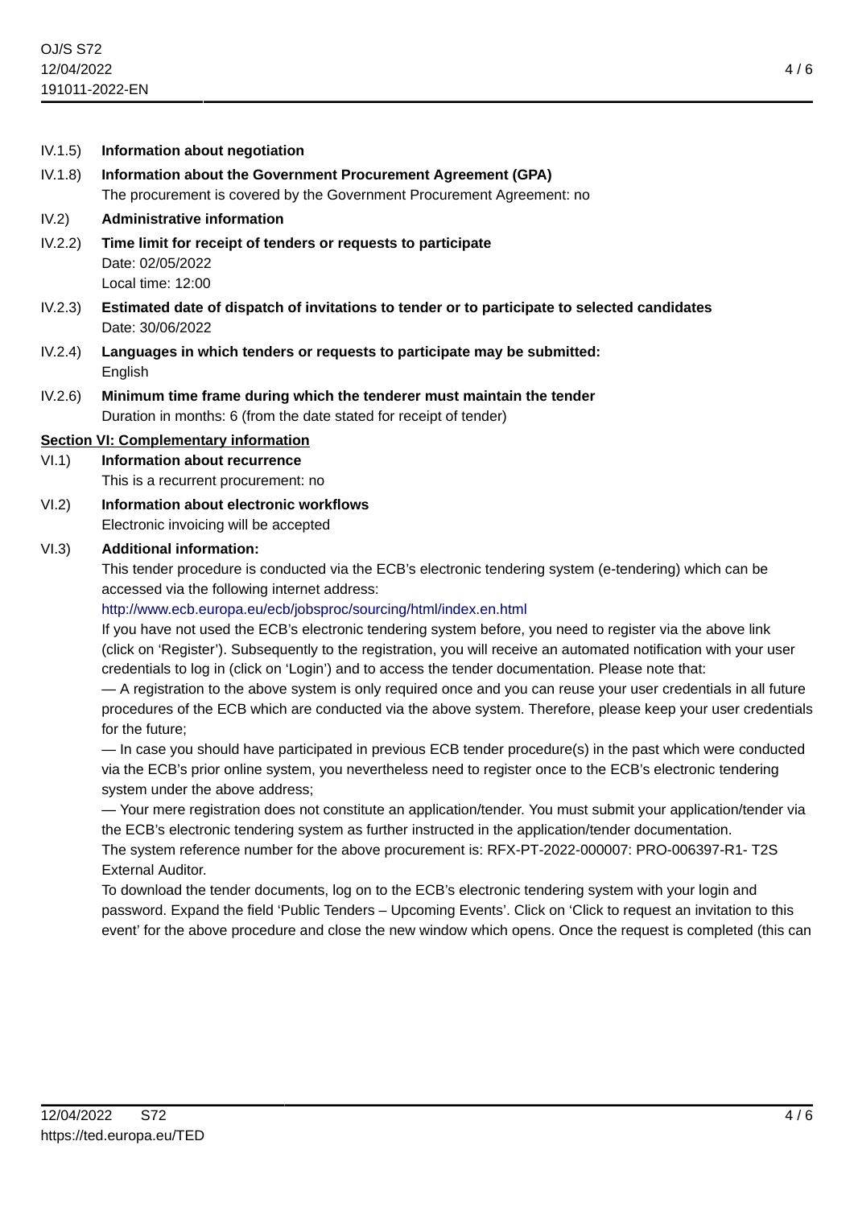IV.1.5) **Information about negotiation**

IV.1.8) **Information about the Government Procurement Agreement (GPA)**

The procurement is covered by the Government Procurement Agreement: no

IV.2) **Administrative information**

IV.2.2) **Time limit for receipt of tenders or requests to participate**

Date: 02/05/2022

Local time: 12:00

IV.2.3) **Estimated date of dispatch of invitations to tender or to participate to selected candidates**

Date: 30/06/2022

IV.2.4) **Languages in which tenders or requests to participate may be submitted:**

English

IV.2.6) **Minimum time frame during which the tenderer must maintain the tender**

Duration in months: 6 (from the date stated for receipt of tender)

## Section VI: Complementary information

VI.1) **Information about recurrence**

This is a recurrent procurement: no

VI.2) **Information about electronic workflows**

Electronic invoicing will be accepted

VI.3) **Additional information:**

This tender procedure is conducted via the ECB's electronic tendering system (e-tendering) which can be accessed via the following internet address:

http://www.ecb.europa.eu/ecb/jobsproc/sourcing/html/index.en.html

If you have not used the ECB's electronic tendering system before, you need to register via the above link (click on 'Register'). Subsequently to the registration, you will receive an automated notification with your user credentials to log in (click on 'Login') and to access the tender documentation. Please note that:

— A registration to the above system is only required once and you can reuse your user credentials in all future procedures of the ECB which are conducted via the above system. Therefore, please keep your user credentials for the future;

— In case you should have participated in previous ECB tender procedure(s) in the past which were conducted via the ECB's prior online system, you nevertheless need to register once to the ECB's electronic tendering system under the above address;

— Your mere registration does not constitute an application/tender. You must submit your application/tender via the ECB's electronic tendering system as further instructed in the application/tender documentation.

The system reference number for the above procurement is: RFX-PT-2022-000007: PRO-006397-R1- T2S External Auditor.

To download the tender documents, log on to the ECB's electronic tendering system with your login and password. Expand the field 'Public Tenders – Upcoming Events'. Click on 'Click to request an invitation to this event' for the above procedure and close the new window which opens. Once the request is completed (this can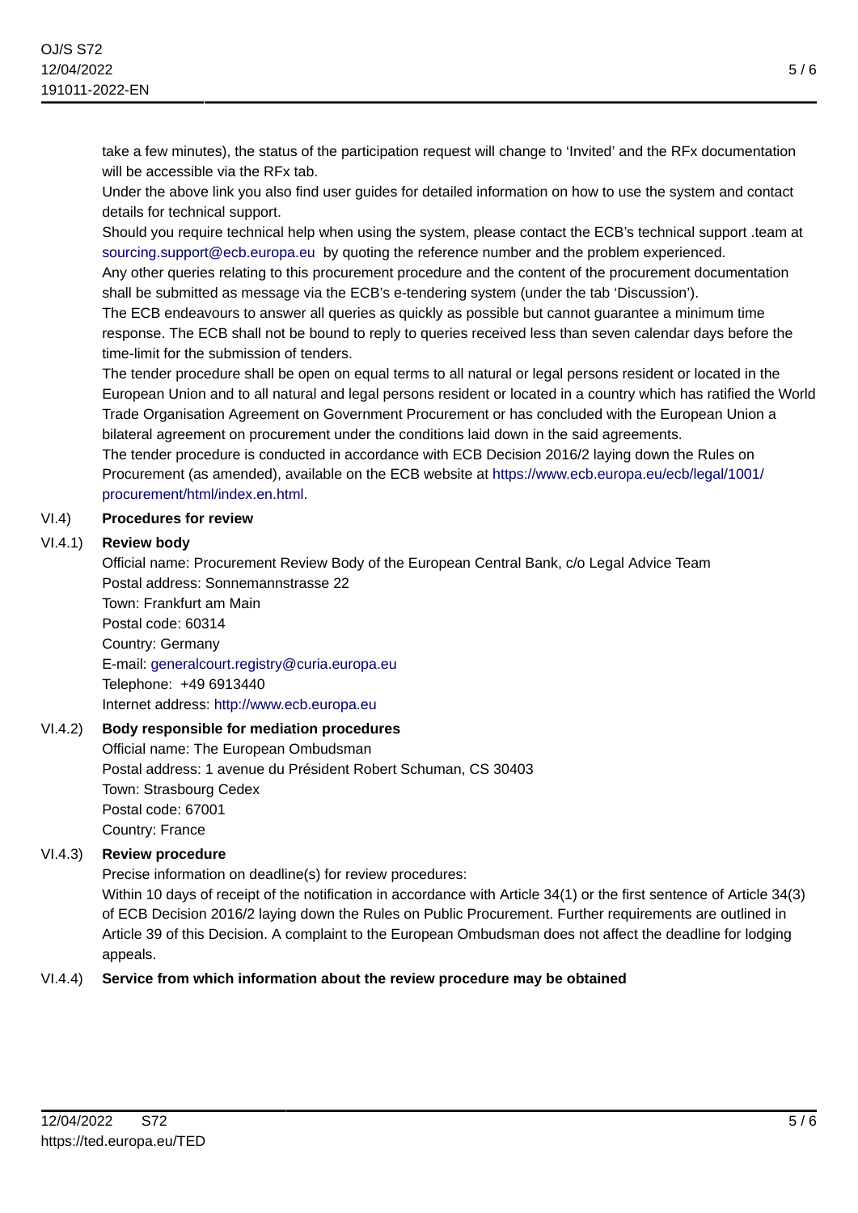take a few minutes), the status of the participation request will change to 'Invited' and the RFx documentation will be accessible via the RFx tab.

Under the above link you also find user guides for detailed information on how to use the system and contact details for technical support.

Should you require technical help when using the system, please contact the ECB's technical support .team at sourcing.support@ecb.europa.eu by quoting the reference number and the problem experienced.

Any other queries relating to this procurement procedure and the content of the procurement documentation shall be submitted as message via the ECB's e-tendering system (under the tab 'Discussion').

The ECB endeavours to answer all queries as quickly as possible but cannot guarantee a minimum time response. The ECB shall not be bound to reply to queries received less than seven calendar days before the time-limit for the submission of tenders.

The tender procedure shall be open on equal terms to all natural or legal persons resident or located in the European Union and to all natural and legal persons resident or located in a country which has ratified the World Trade Organisation Agreement on Government Procurement or has concluded with the European Union a bilateral agreement on procurement under the conditions laid down in the said agreements.

The tender procedure is conducted in accordance with ECB Decision 2016/2 laying down the Rules on Procurement (as amended), available on the ECB website at https://www.ecb.europa.eu/ecb/legal/1001/procurement/html/index.en.html.

**VI.4) Procedures for review**

**VI.4.1) Review body**

Official name: Procurement Review Body of the European Central Bank, c/o Legal Advice Team
Postal address: Sonnemannstrasse 22
Town: Frankfurt am Main
Postal code: 60314
Country: Germany
E-mail: generalcourt.registry@curia.europa.eu
Telephone: +49 6913440
Internet address: http://www.ecb.europa.eu

**VI.4.2) Body responsible for mediation procedures**

Official name: The European Ombudsman
Postal address: 1 avenue du Président Robert Schuman, CS 30403
Town: Strasbourg Cedex
Postal code: 67001
Country: France

**VI.4.3) Review procedure**

Precise information on deadline(s) for review procedures:

Within 10 days of receipt of the notification in accordance with Article 34(1) or the first sentence of Article 34(3) of ECB Decision 2016/2 laying down the Rules on Public Procurement. Further requirements are outlined in Article 39 of this Decision. A complaint to the European Ombudsman does not affect the deadline for lodging appeals.

**VI.4.4) Service from which information about the review procedure may be obtained**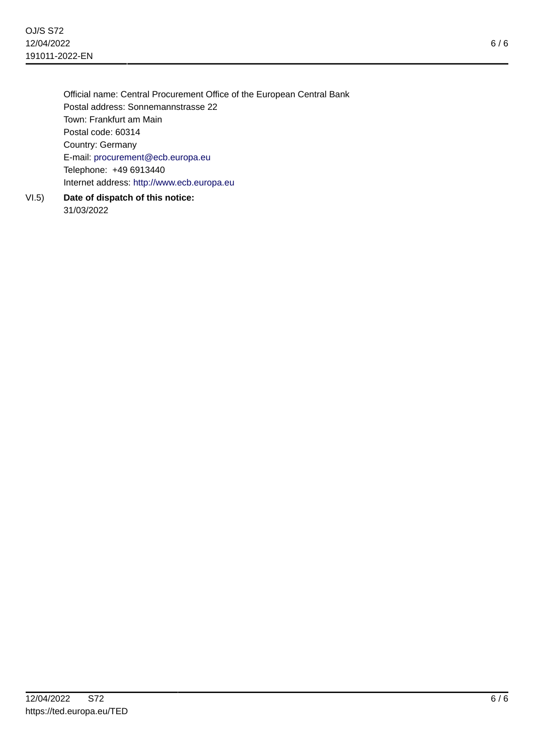Official name: Central Procurement Office of the European Central Bank
Postal address: Sonnemannstrasse 22
Town: Frankfurt am Main
Postal code: 60314
Country: Germany
E-mail: procurement@ecb.europa.eu
Telephone: +49 6913440
Internet address: http://www.ecb.europa.eu

VI.5) **Date of dispatch of this notice:**
31/03/2022